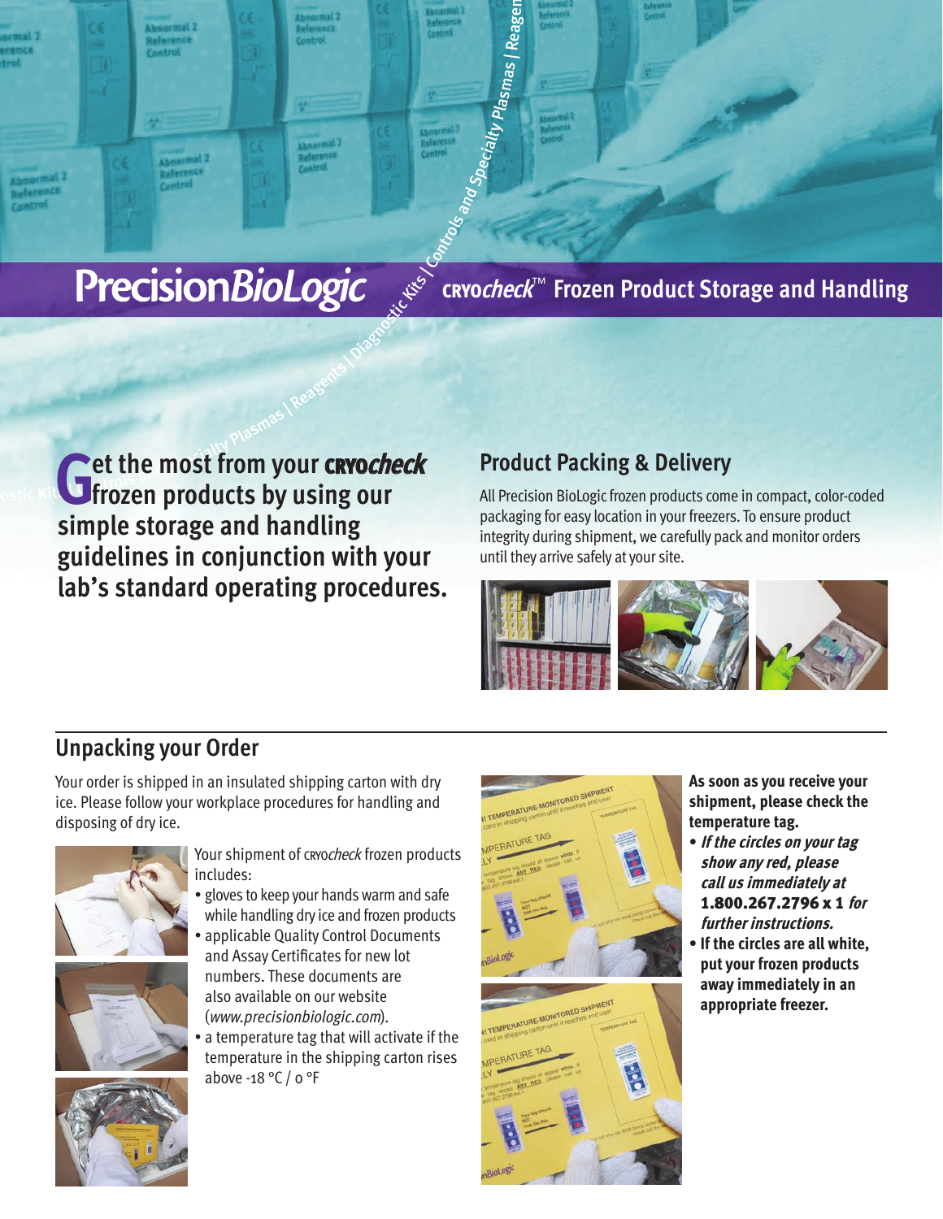# PrecisionBioLogic

## CRYO*check*™ Frozen Product Storage and Handling

**Get the most from your CRYO*check* frozen products by using our simple storage and handling guidelines in conjunction with your lab's standard operating procedures.**

## Product Packing & Delivery

All Precision BioLogic frozen products come in compact, color-coded packaging for easy location in your freezers. To ensure product integrity during shipment, we carefully pack and monitor orders until they arrive safely at your site.

## Unpacking your Order

Your order is shipped in an insulated shipping carton with dry ice. Please follow your workplace procedures for handling and disposing of dry ice.

Your shipment of CRYO*check* frozen products includes:

- gloves to keep your hands warm and safe while handling dry ice and frozen products
- applicable Quality Control Documents and Assay Certificates for new lot numbers. These documents are also available on our website (*www.precisionbiologic.com*).
- a temperature tag that will activate if the temperature in the shipping carton rises above -18 °C / 0 °F

**As soon as you receive your shipment, please check the temperature tag.**

- ***If the circles on your tag show any red, please call us immediately at* 1.800.267.2796 x 1 *for further instructions.***
- **If the circles are all white, put your frozen products away immediately in an appropriate freezer.**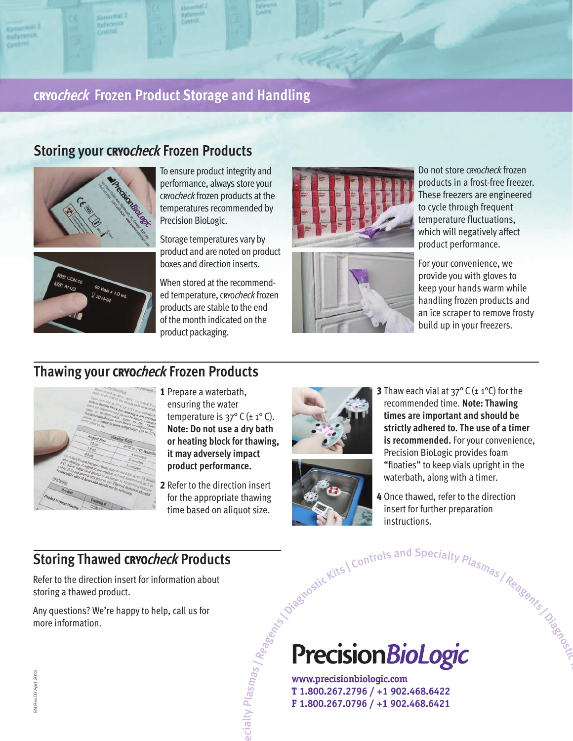# CRYO*check* Frozen Product Storage and Handling

## Storing your CRYO*check* Frozen Products

To ensure product integrity and performance, always store your CRYO*check* frozen products at the temperatures recommended by Precision BioLogic.

Storage temperatures vary by product and are noted on product boxes and direction inserts.

When stored at the recommended temperature, CRYO*check* frozen products are stable to the end of the month indicated on the product packaging.

Do not store CRYO*check* frozen products in a frost-free freezer. These freezers are engineered to cycle through frequent temperature fluctuations, which will negatively affect product performance.

For your convenience, we provide you with gloves to keep your hands warm while handling frozen products and an ice scraper to remove frosty build up in your freezers.

## Thawing your CRYO*check* Frozen Products

1. Prepare a waterbath, ensuring the water temperature is 37° C (± 1° C). **Note: Do not use a dry bath or heating block for thawing, it may adversely impact product performance.**
2. Refer to the direction insert for the appropriate thawing time based on aliquot size.
3. Thaw each vial at 37° C (± 1°C) for the recommended time. **Note: Thawing times are important and should be strictly adhered to. The use of a timer is recommended.** For your convenience, Precision BioLogic provides foam "floaties" to keep vials upright in the waterbath, along with a timer.
4. Once thawed, refer to the direction insert for further preparation instructions.

## Storing Thawed CRYO*check* Products

Refer to the direction insert for information about storing a thawed product.

Any questions? We're happy to help, call us for more information.

Specialty Plasmas | Reagents | Diagnostic Kits | Controls and Specialty Plasmas | Reagents | Diagnostic Kits

Precision*BioLogic*

www.precisionbiologic.com
T 1.800.267.2796 / +1 902.468.6422
F 1.800.267.0796 / +1 902.468.6421

EN Rev.00 April 2013